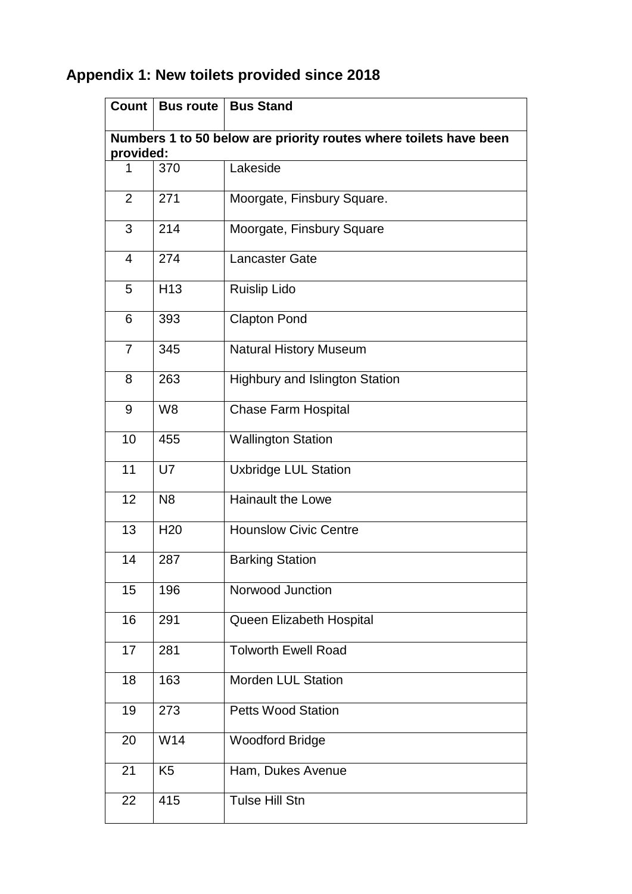## Appendix 1: New toilets provided since 2018

| Count | Bus route | Bus Stand |
|---|---|---|
| **Numbers 1 to 50 below are priority routes where toilets have been provided:** | | |
| 1 | 370 | Lakeside |
| 2 | 271 | Moorgate, Finsbury Square. |
| 3 | 214 | Moorgate, Finsbury Square |
| 4 | 274 | Lancaster Gate |
| 5 | H13 | Ruislip Lido |
| 6 | 393 | Clapton Pond |
| 7 | 345 | Natural History Museum |
| 8 | 263 | Highbury and Islington Station |
| 9 | W8 | Chase Farm Hospital |
| 10 | 455 | Wallington Station |
| 11 | U7 | Uxbridge LUL Station |
| 12 | N8 | Hainault the Lowe |
| 13 | H20 | Hounslow Civic Centre |
| 14 | 287 | Barking Station |
| 15 | 196 | Norwood Junction |
| 16 | 291 | Queen Elizabeth Hospital |
| 17 | 281 | Tolworth Ewell Road |
| 18 | 163 | Morden LUL Station |
| 19 | 273 | Petts Wood Station |
| 20 | W14 | Woodford Bridge |
| 21 | K5 | Ham, Dukes Avenue |
| 22 | 415 | Tulse Hill Stn |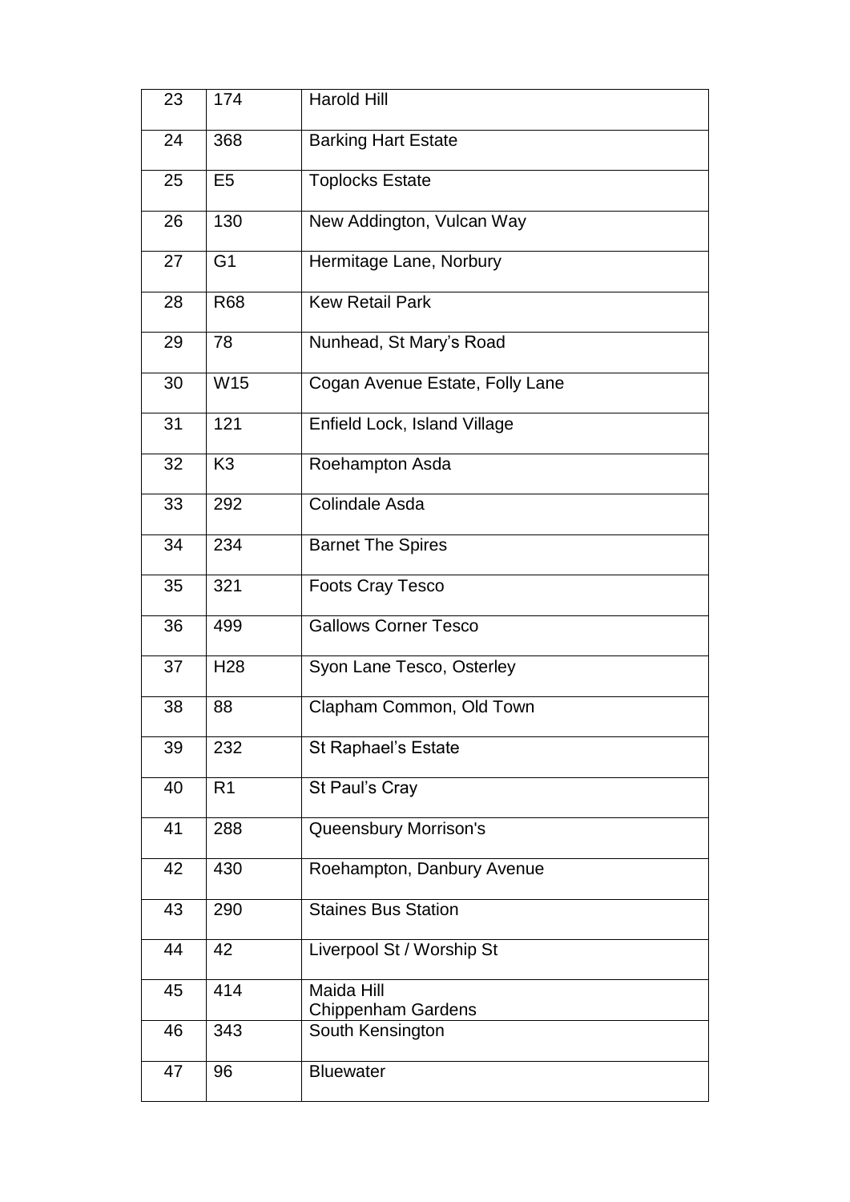| 23 | 174 | Harold Hill |
|---|---|---|
| 24 | 368 | Barking Hart Estate |
| 25 | E5 | Toplocks Estate |
| 26 | 130 | New Addington, Vulcan Way |
| 27 | G1 | Hermitage Lane, Norbury |
| 28 | R68 | Kew Retail Park |
| 29 | 78 | Nunhead, St Mary's Road |
| 30 | W15 | Cogan Avenue Estate, Folly Lane |
| 31 | 121 | Enfield Lock, Island Village |
| 32 | K3 | Roehampton Asda |
| 33 | 292 | Colindale Asda |
| 34 | 234 | Barnet The Spires |
| 35 | 321 | Foots Cray Tesco |
| 36 | 499 | Gallows Corner Tesco |
| 37 | H28 | Syon Lane Tesco, Osterley |
| 38 | 88 | Clapham Common, Old Town |
| 39 | 232 | St Raphael's Estate |
| 40 | R1 | St Paul's Cray |
| 41 | 288 | Queensbury Morrison's |
| 42 | 430 | Roehampton, Danbury Avenue |
| 43 | 290 | Staines Bus Station |
| 44 | 42 | Liverpool St / Worship St |
| 45 | 414 | Maida Hill Chippenham Gardens |
| 46 | 343 | South Kensington |
| 47 | 96 | Bluewater |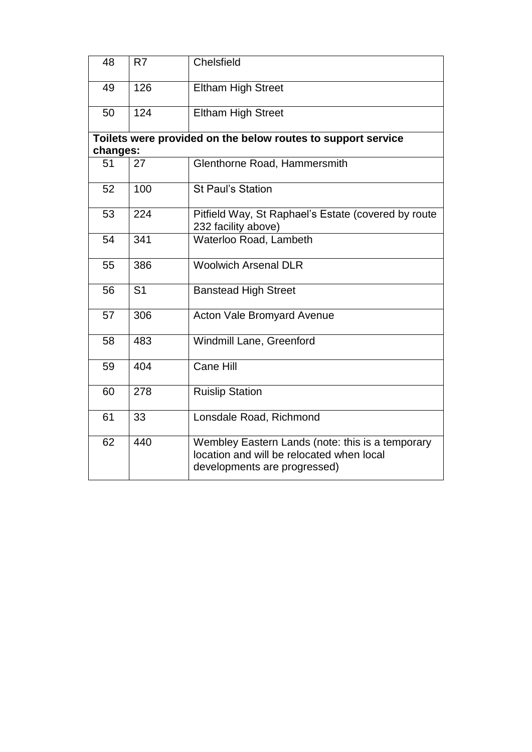| | | |
|---|---|---|
| 48 | R7 | Chelsfield |
| 49 | 126 | Eltham High Street |
| 50 | 124 | Eltham High Street |
| **Toilets were provided on the below routes to support service changes:** | | |
| 51 | 27 | Glenthorne Road, Hammersmith |
| 52 | 100 | St Paul's Station |
| 53 | 224 | Pitfield Way, St Raphael's Estate (covered by route 232 facility above) |
| 54 | 341 | Waterloo Road, Lambeth |
| 55 | 386 | Woolwich Arsenal DLR |
| 56 | S1 | Banstead High Street |
| 57 | 306 | Acton Vale Bromyard Avenue |
| 58 | 483 | Windmill Lane, Greenford |
| 59 | 404 | Cane Hill |
| 60 | 278 | Ruislip Station |
| 61 | 33 | Lonsdale Road, Richmond |
| 62 | 440 | Wembley Eastern Lands (note: this is a temporary location and will be relocated when local developments are progressed) |